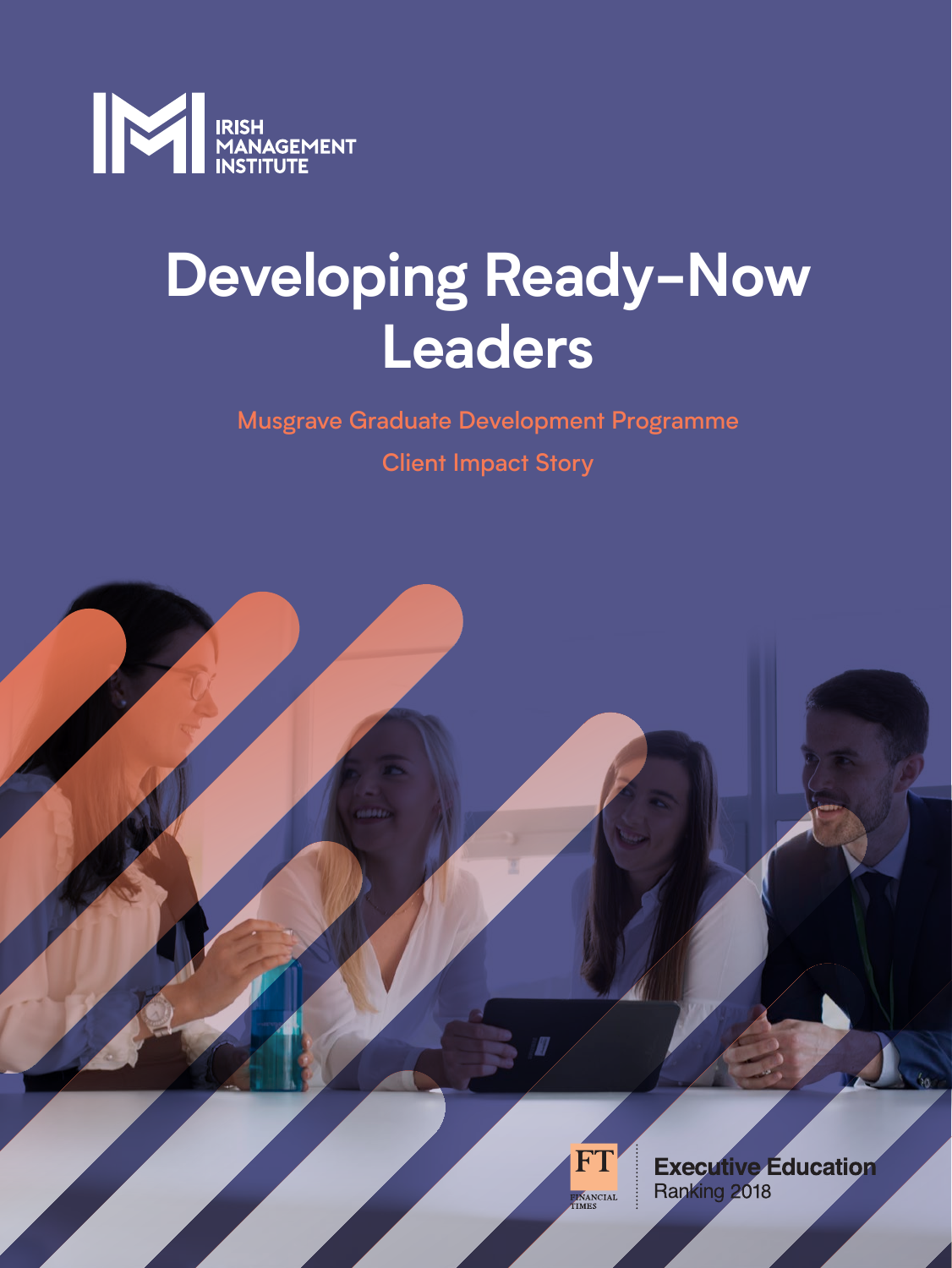IRISH MANAGEMENT INSTITUTE

# Developing Ready-Now Leaders

Musgrave Graduate Development Programme

Client Impact Story

FT FINANCIAL TIMES

Executive Education Ranking 2018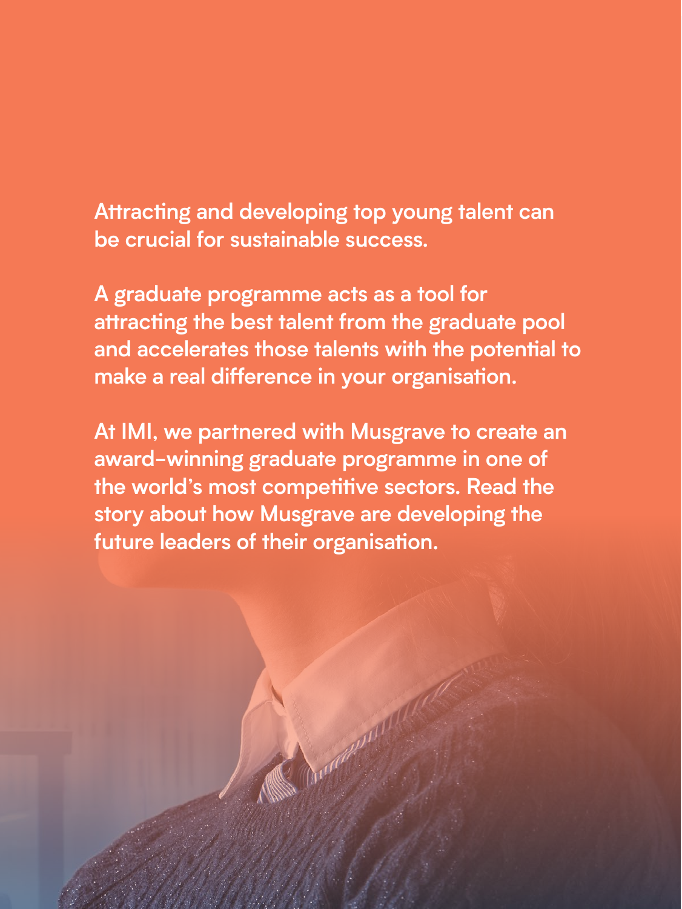Attracting and developing top young talent can be crucial for sustainable success.

A graduate programme acts as a tool for attracting the best talent from the graduate pool and accelerates those talents with the potential to make a real difference in your organisation.

At IMI, we partnered with Musgrave to create an award-winning graduate programme in one of the world's most competitive sectors. Read the story about how Musgrave are developing the future leaders of their organisation.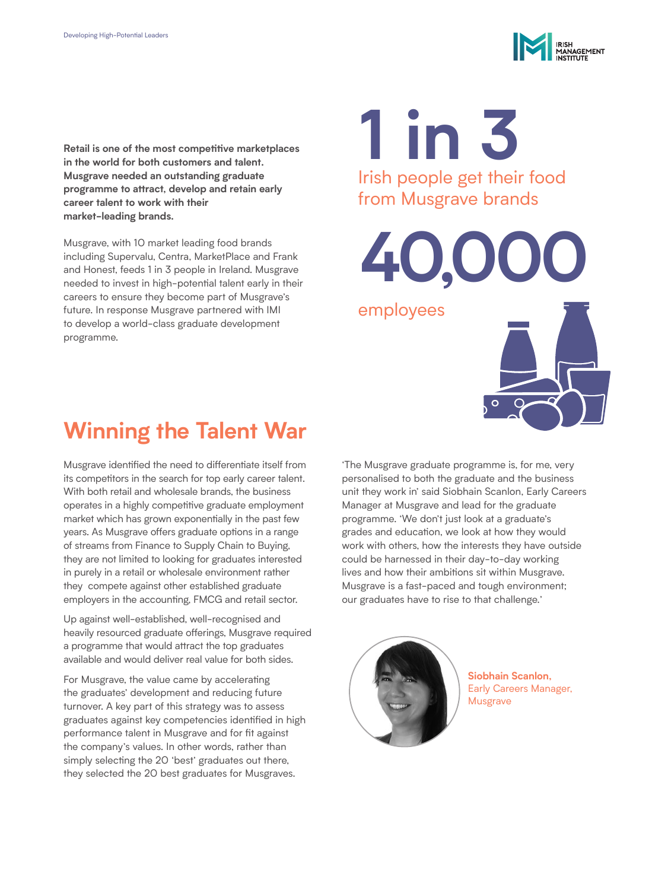**Retail is one of the most competitive marketplaces in the world for both customers and talent. Musgrave needed an outstanding graduate programme to attract, develop and retain early career talent to work with their market-leading brands.**

Musgrave, with 10 market leading food brands including Supervalu, Centra, MarketPlace and Frank and Honest, feeds 1 in 3 people in Ireland. Musgrave needed to invest in high-potential talent early in their careers to ensure they become part of Musgrave's future. In response Musgrave partnered with IMI to develop a world-class graduate development programme.

**1 in 3**

Irish people get their food from Musgrave brands

**40,000**

employees

## Winning the Talent War

Musgrave identified the need to differentiate itself from its competitors in the search for top early career talent. With both retail and wholesale brands, the business operates in a highly competitive graduate employment market which has grown exponentially in the past few years. As Musgrave offers graduate options in a range of streams from Finance to Supply Chain to Buying, they are not limited to looking for graduates interested in purely in a retail or wholesale environment rather they compete against other established graduate employers in the accounting, FMCG and retail sector.

Up against well-established, well-recognised and heavily resourced graduate offerings, Musgrave required a programme that would attract the top graduates available and would deliver real value for both sides.

For Musgrave, the value came by accelerating the graduates' development and reducing future turnover. A key part of this strategy was to assess graduates against key competencies identified in high performance talent in Musgrave and for fit against the company's values. In other words, rather than simply selecting the 20 'best' graduates out there, they selected the 20 best graduates for Musgraves.

'The Musgrave graduate programme is, for me, very personalised to both the graduate and the business unit they work in' said Siobhain Scanlon, Early Careers Manager at Musgrave and lead for the graduate programme. 'We don't just look at a graduate's grades and education, we look at how they would work with others, how the interests they have outside could be harnessed in their day-to-day working lives and how their ambitions sit within Musgrave. Musgrave is a fast-paced and tough environment; our graduates have to rise to that challenge.'

**Siobhain Scanlon,**
Early Careers Manager,
Musgrave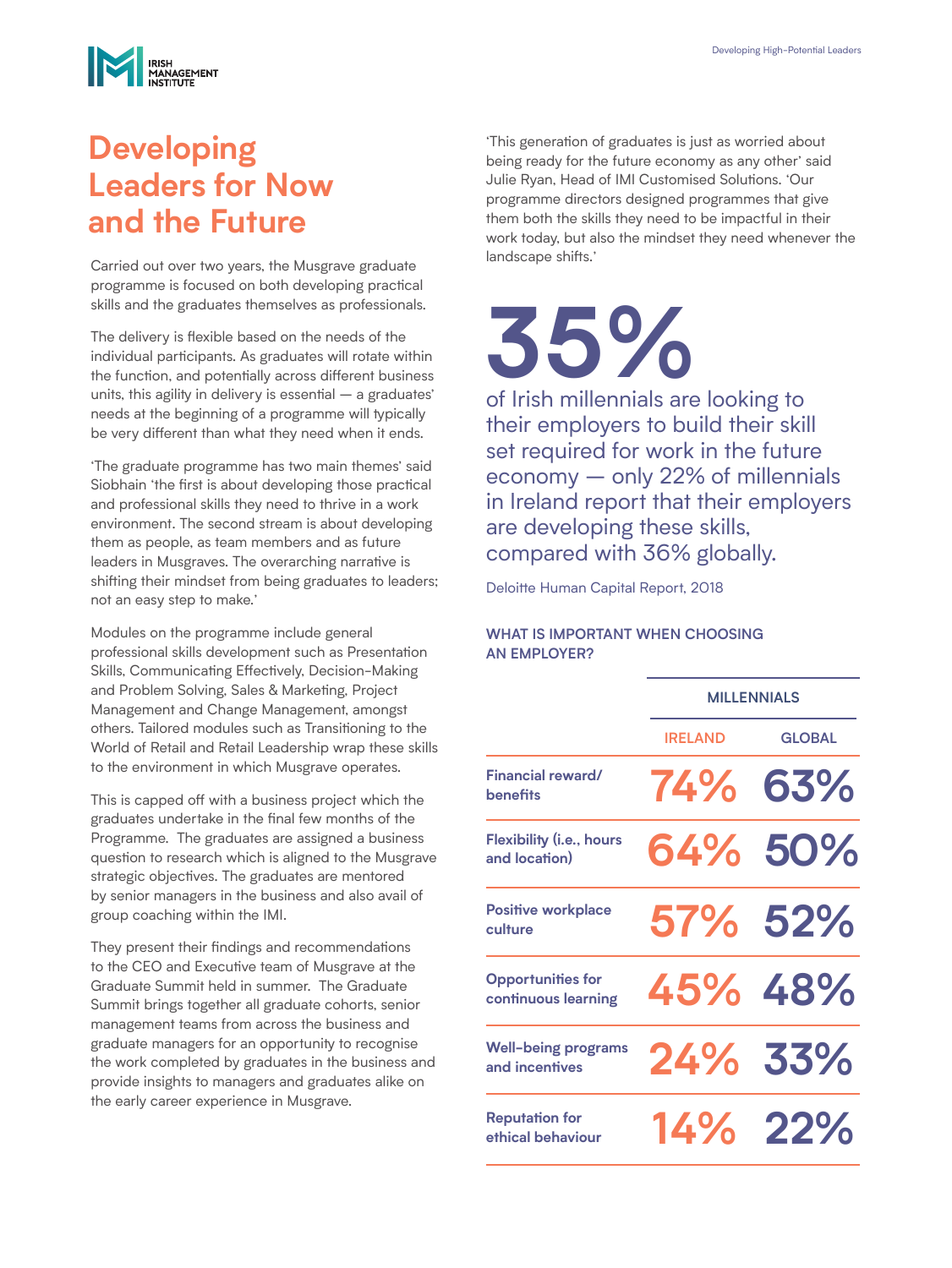# Developing Leaders for Now and the Future

Carried out over two years, the Musgrave graduate programme is focused on both developing practical skills and the graduates themselves as professionals.

The delivery is flexible based on the needs of the individual participants. As graduates will rotate within the function, and potentially across different business units, this agility in delivery is essential — a graduates' needs at the beginning of a programme will typically be very different than what they need when it ends.

'The graduate programme has two main themes' said Siobhain 'the first is about developing those practical and professional skills they need to thrive in a work environment. The second stream is about developing them as people, as team members and as future leaders in Musgraves. The overarching narrative is shifting their mindset from being graduates to leaders; not an easy step to make.'

Modules on the programme include general professional skills development such as Presentation Skills, Communicating Effectively, Decision-Making and Problem Solving, Sales & Marketing, Project Management and Change Management, amongst others. Tailored modules such as Transitioning to the World of Retail and Retail Leadership wrap these skills to the environment in which Musgrave operates.

This is capped off with a business project which the graduates undertake in the final few months of the Programme. The graduates are assigned a business question to research which is aligned to the Musgrave strategic objectives. The graduates are mentored by senior managers in the business and also avail of group coaching within the IMI.

They present their findings and recommendations to the CEO and Executive team of Musgrave at the Graduate Summit held in summer. The Graduate Summit brings together all graduate cohorts, senior management teams from across the business and graduate managers for an opportunity to recognise the work completed by graduates in the business and provide insights to managers and graduates alike on the early career experience in Musgrave.

'This generation of graduates is just as worried about being ready for the future economy as any other' said Julie Ryan, Head of IMI Customised Solutions. 'Our programme directors designed programmes that give them both the skills they need to be impactful in their work today, but also the mindset they need whenever the landscape shifts.'

**35%**

of Irish millennials are looking to their employers to build their skill set required for work in the future economy — only 22% of millennials in Ireland report that their employers are developing these skills, compared with 36% globally.

Deloitte Human Capital Report, 2018

**WHAT IS IMPORTANT WHEN CHOOSING AN EMPLOYER?**

| | MILLENNIALS | |
|---|---|---|
| | IRELAND | GLOBAL |
| Financial reward/ benefits | 74% | 63% |
| Flexibility (i.e., hours and location) | 64% | 50% |
| Positive workplace culture | 57% | 52% |
| Opportunities for continuous learning | 45% | 48% |
| Well-being programs and incentives | 24% | 33% |
| Reputation for ethical behaviour | 14% | 22% |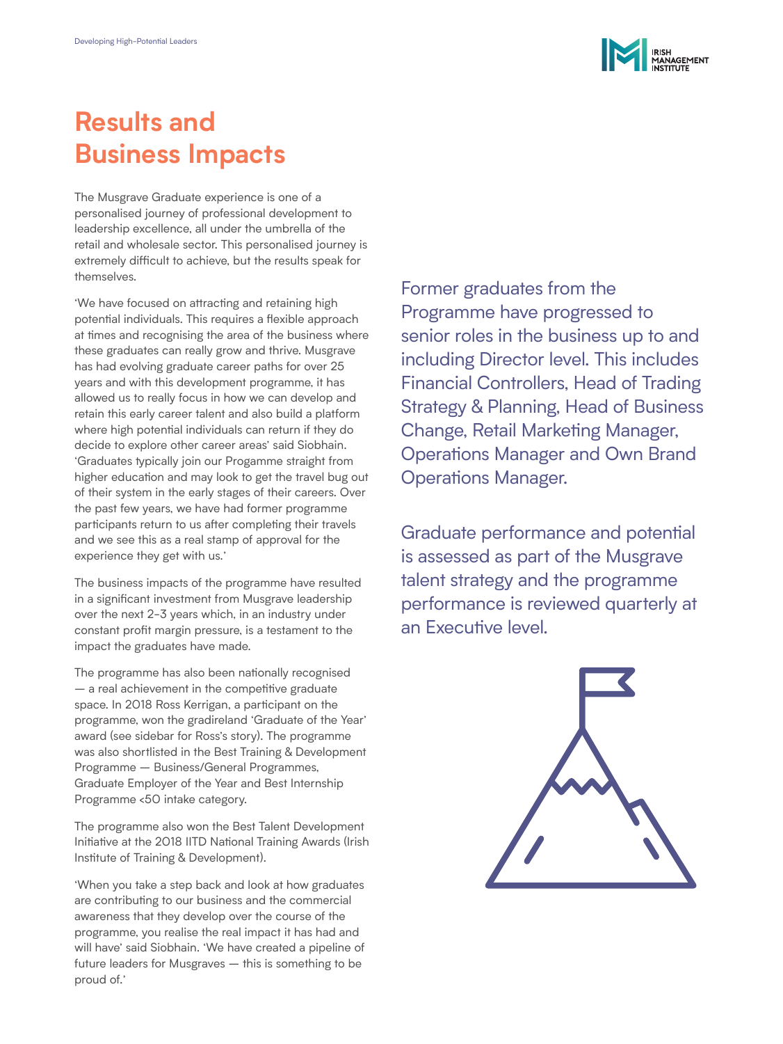# Results and Business Impacts

The Musgrave Graduate experience is one of a personalised journey of professional development to leadership excellence, all under the umbrella of the retail and wholesale sector. This personalised journey is extremely difficult to achieve, but the results speak for themselves.

'We have focused on attracting and retaining high potential individuals. This requires a flexible approach at times and recognising the area of the business where these graduates can really grow and thrive. Musgrave has had evolving graduate career paths for over 25 years and with this development programme, it has allowed us to really focus in how we can develop and retain this early career talent and also build a platform where high potential individuals can return if they do decide to explore other career areas' said Siobhain. 'Graduates typically join our Progamme straight from higher education and may look to get the travel bug out of their system in the early stages of their careers. Over the past few years, we have had former programme participants return to us after completing their travels and we see this as a real stamp of approval for the experience they get with us.'

The business impacts of the programme have resulted in a significant investment from Musgrave leadership over the next 2-3 years which, in an industry under constant profit margin pressure, is a testament to the impact the graduates have made.

The programme has also been nationally recognised — a real achievement in the competitive graduate space. In 2018 Ross Kerrigan, a participant on the programme, won the gradireland 'Graduate of the Year' award (see sidebar for Ross's story). The programme was also shortlisted in the Best Training & Development Programme — Business/General Programmes, Graduate Employer of the Year and Best Internship Programme <50 intake category.

The programme also won the Best Talent Development Initiative at the 2018 IITD National Training Awards (Irish Institute of Training & Development).

'When you take a step back and look at how graduates are contributing to our business and the commercial awareness that they develop over the course of the programme, you realise the real impact it has had and will have' said Siobhain. 'We have created a pipeline of future leaders for Musgraves — this is something to be proud of.'

Former graduates from the Programme have progressed to senior roles in the business up to and including Director level. This includes Financial Controllers, Head of Trading Strategy & Planning, Head of Business Change, Retail Marketing Manager, Operations Manager and Own Brand Operations Manager.

Graduate performance and potential is assessed as part of the Musgrave talent strategy and the programme performance is reviewed quarterly at an Executive level.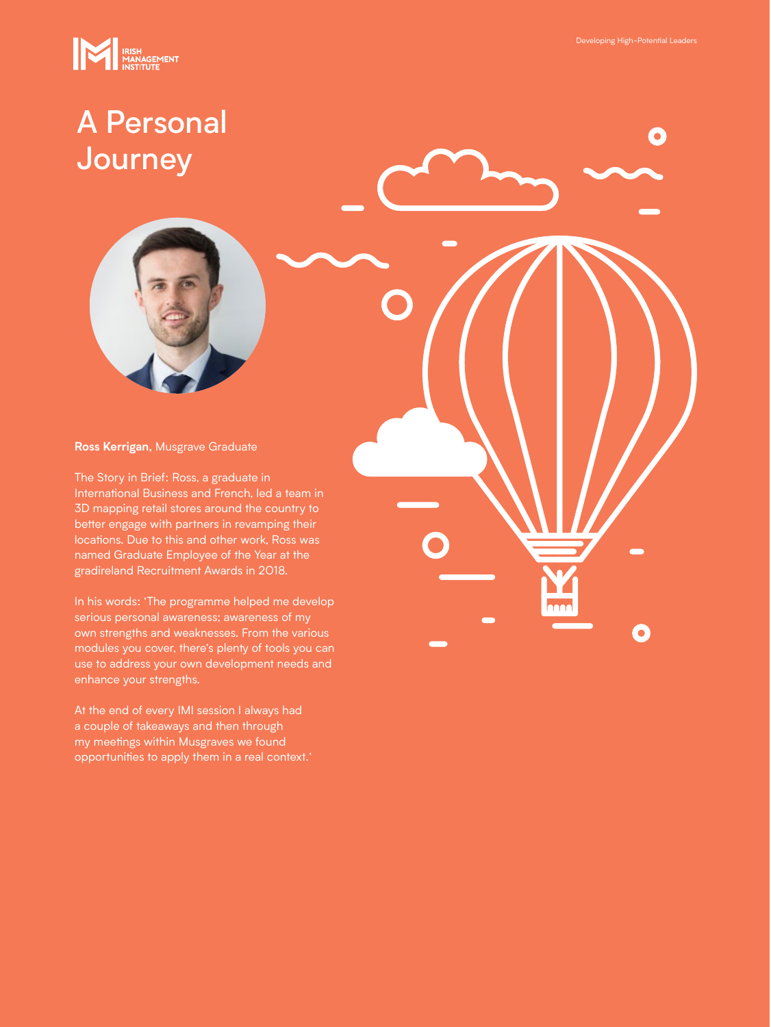# A Personal Journey

**Ross Kerrigan,** Musgrave Graduate

The Story in Brief: Ross, a graduate in International Business and French, led a team in 3D mapping retail stores around the country to better engage with partners in revamping their locations. Due to this and other work, Ross was named Graduate Employee of the Year at the gradireland Recruitment Awards in 2018.

In his words: 'The programme helped me develop serious personal awareness; awareness of my own strengths and weaknesses. From the various modules you cover, there's plenty of tools you can use to address your own development needs and enhance your strengths.

At the end of every IMI session I always had a couple of takeaways and then through my meetings within Musgraves we found opportunities to apply them in a real context.'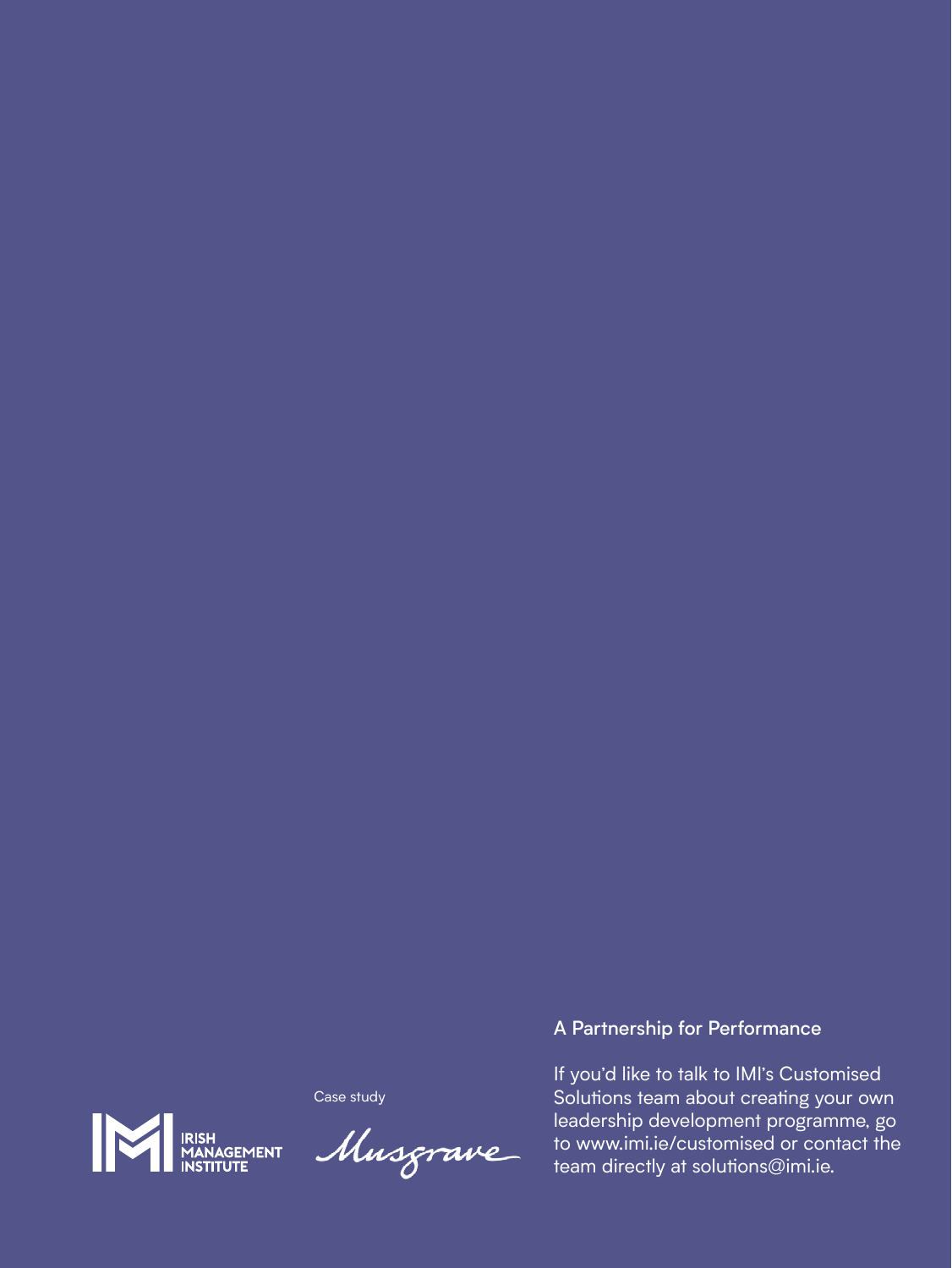## A Partnership for Performance

If you'd like to talk to IMI's Customised Solutions team about creating your own leadership development programme, go to www.imi.ie/customised or contact the team directly at solutions@imi.ie.

IRISH MANAGEMENT INSTITUTE

Case study

Musgrave